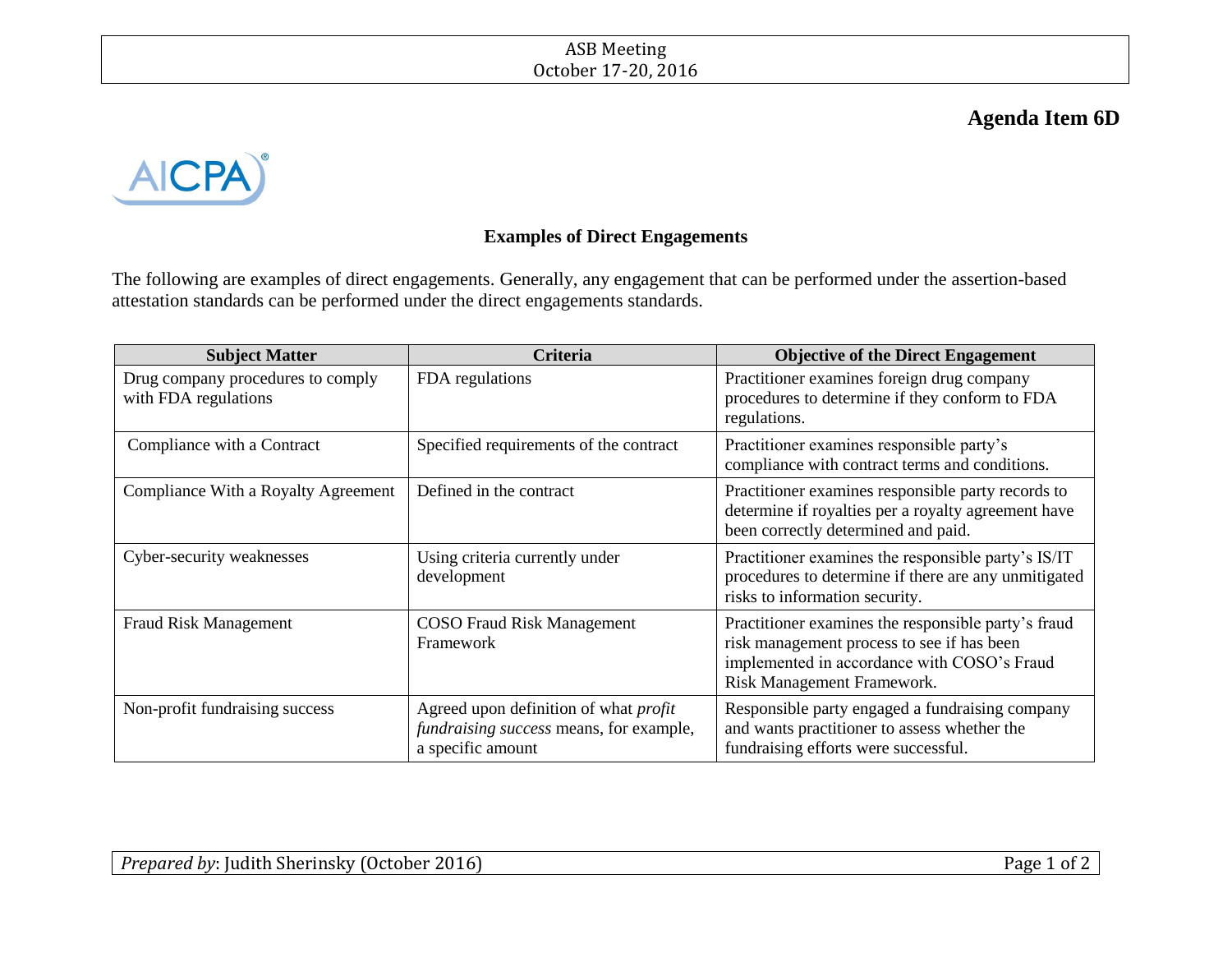# Agenda Item 6D

## Examples of Direct Engagements

The following are examples of direct engagements. Generally, any engagement that can be performed under the assertion-based attestation standards can be performed under the direct engagements standards.

| Subject Matter | Criteria | Objective of the Direct Engagement |
|---|---|---|
| Drug company procedures to comply with FDA regulations | FDA regulations | Practitioner examines foreign drug company procedures to determine if they conform to FDA regulations. |
| Compliance with a Contract | Specified requirements of the contract | Practitioner examines responsible party's compliance with contract terms and conditions. |
| Compliance With a Royalty Agreement | Defined in the contract | Practitioner examines responsible party records to determine if royalties per a royalty agreement have been correctly determined and paid. |
| Cyber-security weaknesses | Using criteria currently under development | Practitioner examines the responsible party's IS/IT procedures to determine if there are any unmitigated risks to information security. |
| Fraud Risk Management | COSO Fraud Risk Management Framework | Practitioner examines the responsible party's fraud risk management process to see if has been implemented in accordance with COSO's Fraud Risk Management Framework. |
| Non-profit fundraising success | Agreed upon definition of what *profit fundraising success* means, for example, a specific amount | Responsible party engaged a fundraising company and wants practitioner to assess whether the fundraising efforts were successful. |

*Prepared by*: Judith Sherinsky (October 2016)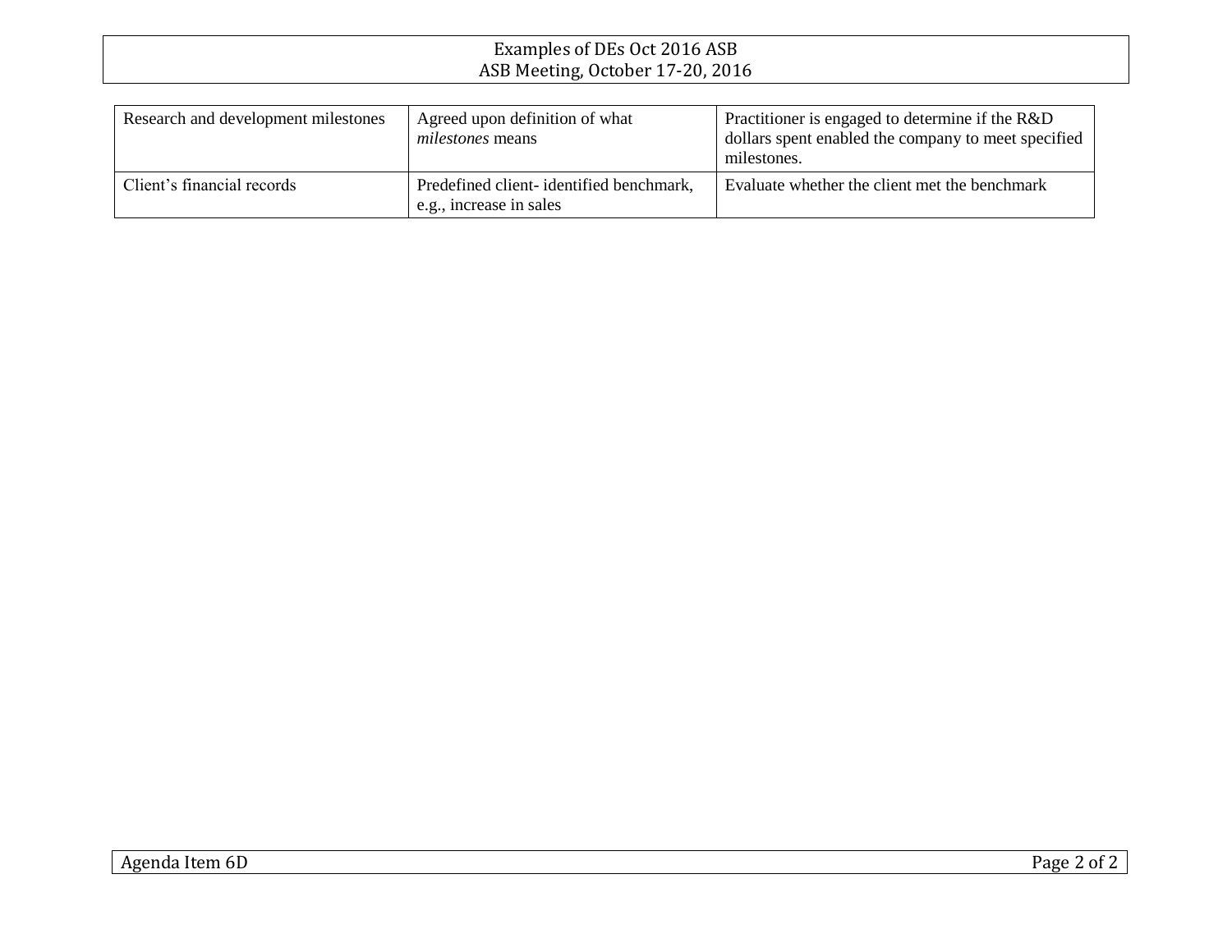| | | |
|---|---|---|
| Research and development milestones | Agreed upon definition of what *milestones* means | Practitioner is engaged to determine if the R&D dollars spent enabled the company to meet specified milestones. |
| Client's financial records | Predefined client- identified benchmark, e.g., increase in sales | Evaluate whether the client met the benchmark |